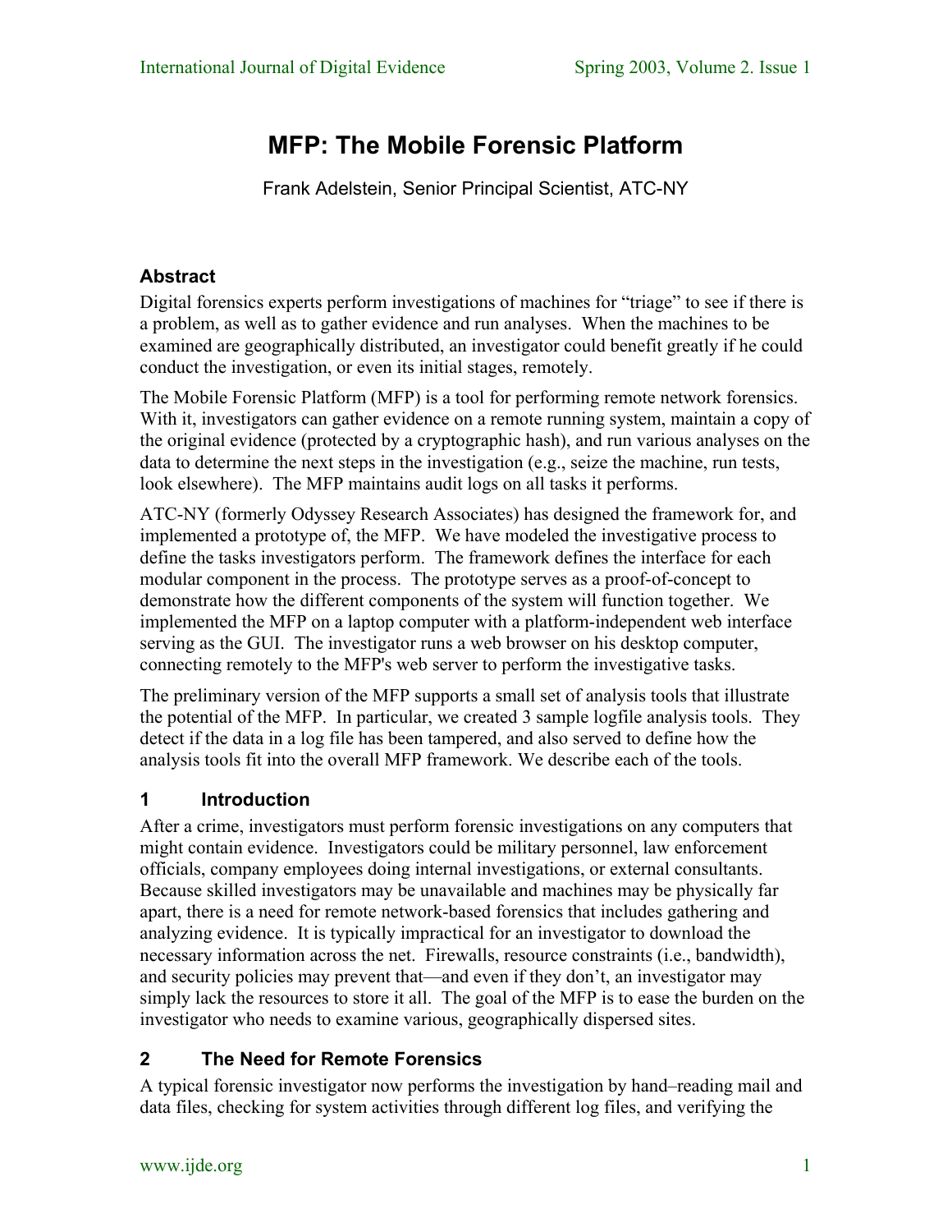# MFP: The Mobile Forensic Platform

Frank Adelstein, Senior Principal Scientist, ATC-NY

## Abstract

Digital forensics experts perform investigations of machines for "triage" to see if there is a problem, as well as to gather evidence and run analyses. When the machines to be examined are geographically distributed, an investigator could benefit greatly if he could conduct the investigation, or even its initial stages, remotely.

The Mobile Forensic Platform (MFP) is a tool for performing remote network forensics. With it, investigators can gather evidence on a remote running system, maintain a copy of the original evidence (protected by a cryptographic hash), and run various analyses on the data to determine the next steps in the investigation (e.g., seize the machine, run tests, look elsewhere). The MFP maintains audit logs on all tasks it performs.

ATC-NY (formerly Odyssey Research Associates) has designed the framework for, and implemented a prototype of, the MFP. We have modeled the investigative process to define the tasks investigators perform. The framework defines the interface for each modular component in the process. The prototype serves as a proof-of-concept to demonstrate how the different components of the system will function together. We implemented the MFP on a laptop computer with a platform-independent web interface serving as the GUI. The investigator runs a web browser on his desktop computer, connecting remotely to the MFP's web server to perform the investigative tasks.

The preliminary version of the MFP supports a small set of analysis tools that illustrate the potential of the MFP. In particular, we created 3 sample logfile analysis tools. They detect if the data in a log file has been tampered, and also served to define how the analysis tools fit into the overall MFP framework. We describe each of the tools.

## 1 Introduction

After a crime, investigators must perform forensic investigations on any computers that might contain evidence. Investigators could be military personnel, law enforcement officials, company employees doing internal investigations, or external consultants. Because skilled investigators may be unavailable and machines may be physically far apart, there is a need for remote network-based forensics that includes gathering and analyzing evidence. It is typically impractical for an investigator to download the necessary information across the net. Firewalls, resource constraints (i.e., bandwidth), and security policies may prevent that—and even if they don't, an investigator may simply lack the resources to store it all. The goal of the MFP is to ease the burden on the investigator who needs to examine various, geographically dispersed sites.

## 2 The Need for Remote Forensics

A typical forensic investigator now performs the investigation by hand–reading mail and data files, checking for system activities through different log files, and verifying the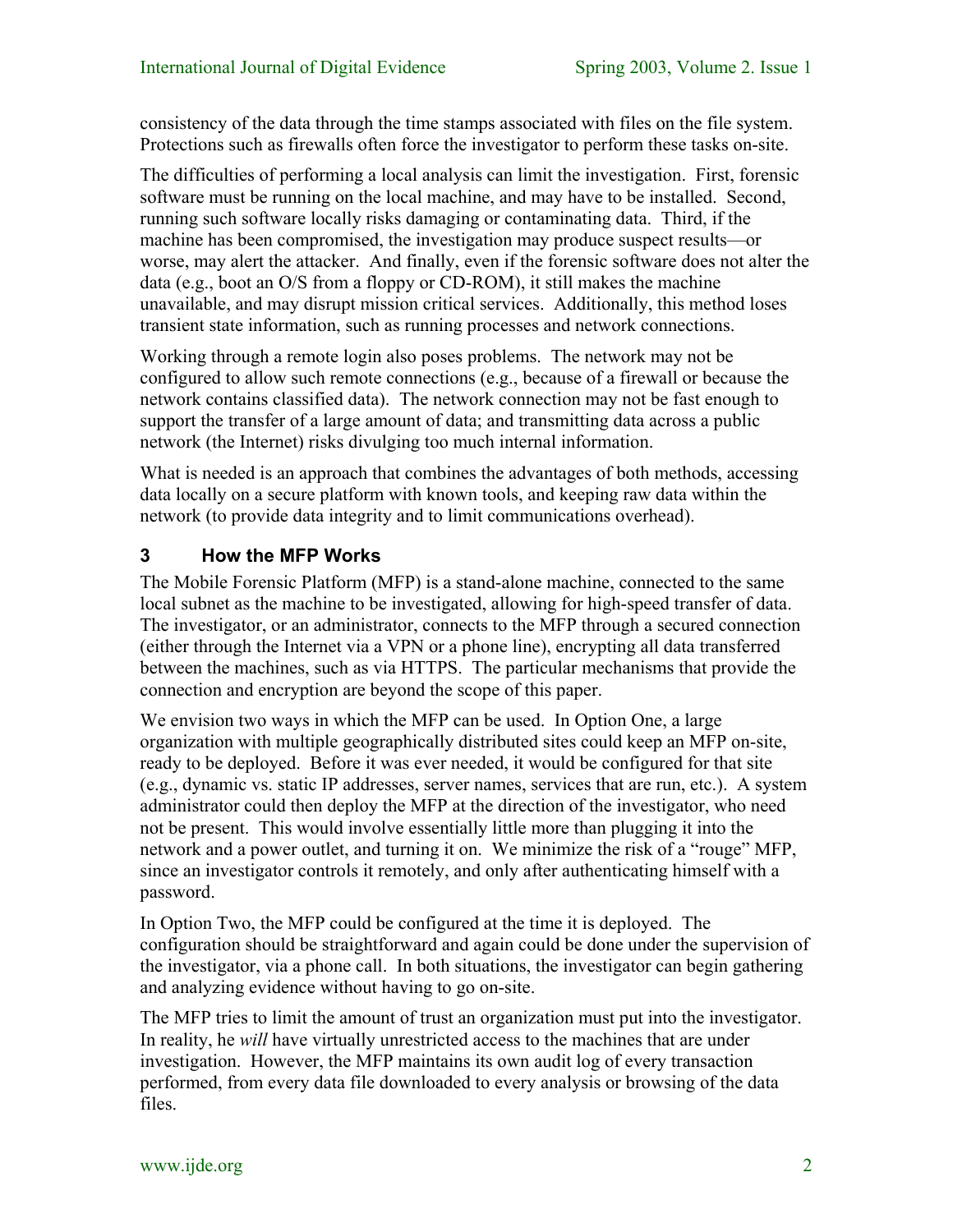consistency of the data through the time stamps associated with files on the file system. Protections such as firewalls often force the investigator to perform these tasks on-site.

The difficulties of performing a local analysis can limit the investigation. First, forensic software must be running on the local machine, and may have to be installed. Second, running such software locally risks damaging or contaminating data. Third, if the machine has been compromised, the investigation may produce suspect results—or worse, may alert the attacker. And finally, even if the forensic software does not alter the data (e.g., boot an O/S from a floppy or CD-ROM), it still makes the machine unavailable, and may disrupt mission critical services. Additionally, this method loses transient state information, such as running processes and network connections.

Working through a remote login also poses problems. The network may not be configured to allow such remote connections (e.g., because of a firewall or because the network contains classified data). The network connection may not be fast enough to support the transfer of a large amount of data; and transmitting data across a public network (the Internet) risks divulging too much internal information.

What is needed is an approach that combines the advantages of both methods, accessing data locally on a secure platform with known tools, and keeping raw data within the network (to provide data integrity and to limit communications overhead).

## 3 How the MFP Works

The Mobile Forensic Platform (MFP) is a stand-alone machine, connected to the same local subnet as the machine to be investigated, allowing for high-speed transfer of data. The investigator, or an administrator, connects to the MFP through a secured connection (either through the Internet via a VPN or a phone line), encrypting all data transferred between the machines, such as via HTTPS. The particular mechanisms that provide the connection and encryption are beyond the scope of this paper.

We envision two ways in which the MFP can be used. In Option One, a large organization with multiple geographically distributed sites could keep an MFP on-site, ready to be deployed. Before it was ever needed, it would be configured for that site (e.g., dynamic vs. static IP addresses, server names, services that are run, etc.). A system administrator could then deploy the MFP at the direction of the investigator, who need not be present. This would involve essentially little more than plugging it into the network and a power outlet, and turning it on. We minimize the risk of a "rouge" MFP, since an investigator controls it remotely, and only after authenticating himself with a password.

In Option Two, the MFP could be configured at the time it is deployed. The configuration should be straightforward and again could be done under the supervision of the investigator, via a phone call. In both situations, the investigator can begin gathering and analyzing evidence without having to go on-site.

The MFP tries to limit the amount of trust an organization must put into the investigator. In reality, he *will* have virtually unrestricted access to the machines that are under investigation. However, the MFP maintains its own audit log of every transaction performed, from every data file downloaded to every analysis or browsing of the data files.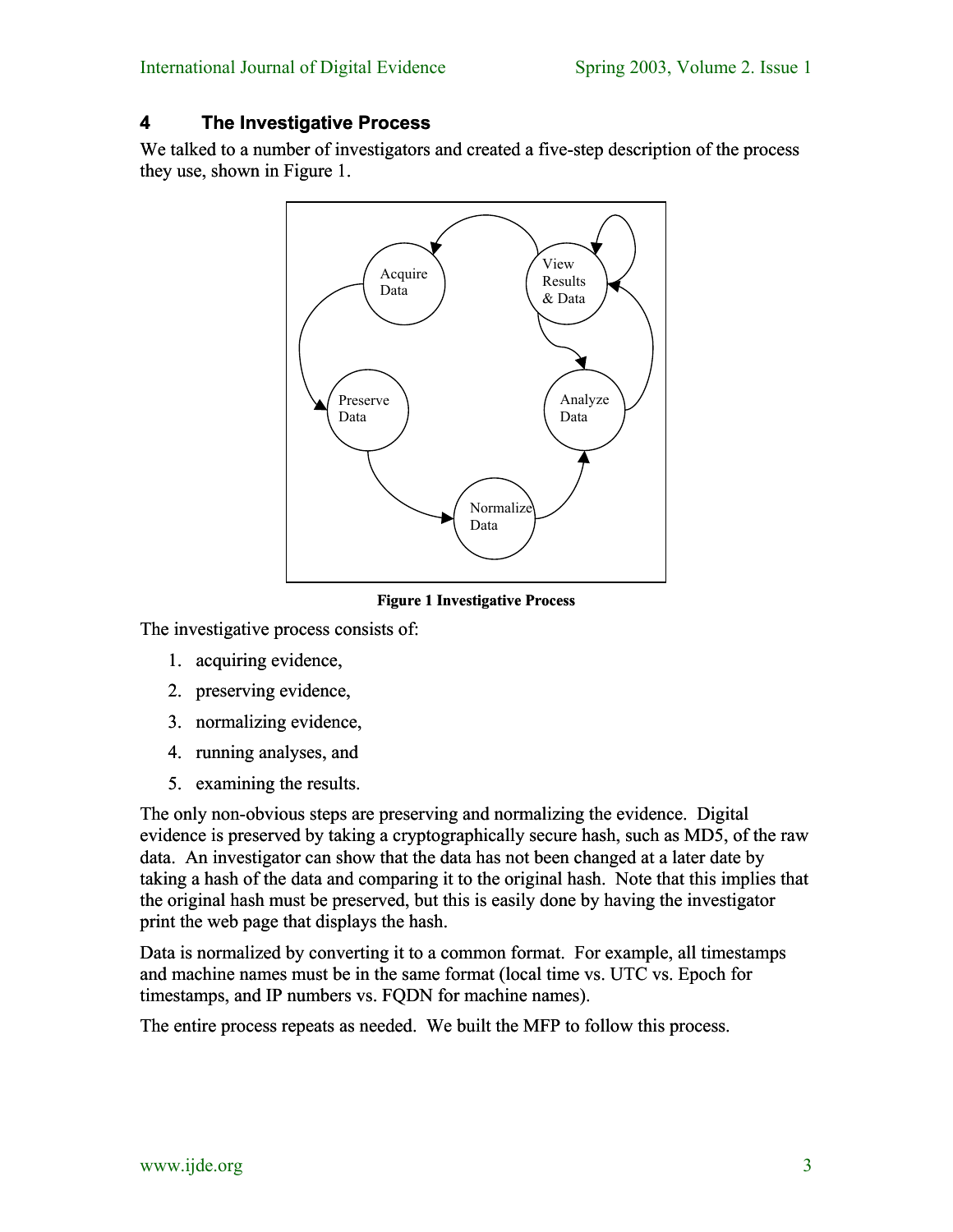## 4 The Investigative Process

We talked to a number of investigators and created a five-step description of the process they use, shown in Figure 1.

**Figure 1 Investigative Process**

The investigative process consists of:

1. acquiring evidence,
2. preserving evidence,
3. normalizing evidence,
4. running analyses, and
5. examining the results.

The only non-obvious steps are preserving and normalizing the evidence. Digital evidence is preserved by taking a cryptographically secure hash, such as MD5, of the raw data. An investigator can show that the data has not been changed at a later date by taking a hash of the data and comparing it to the original hash. Note that this implies that the original hash must be preserved, but this is easily done by having the investigator print the web page that displays the hash.

Data is normalized by converting it to a common format. For example, all timestamps and machine names must be in the same format (local time vs. UTC vs. Epoch for timestamps, and IP numbers vs. FQDN for machine names).

The entire process repeats as needed. We built the MFP to follow this process.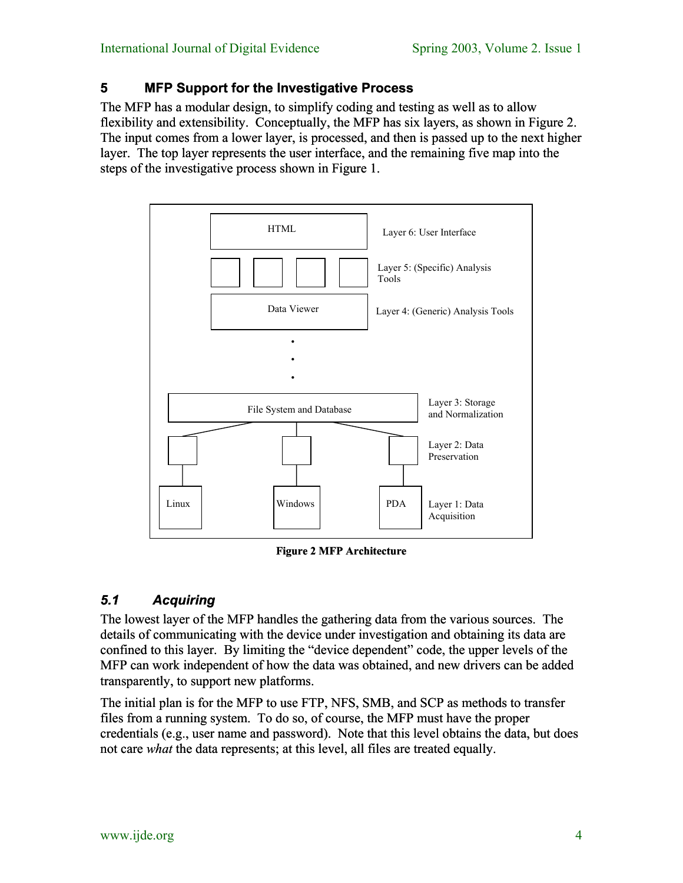## 5 MFP Support for the Investigative Process

The MFP has a modular design, to simplify coding and testing as well as to allow flexibility and extensibility. Conceptually, the MFP has six layers, as shown in Figure 2. The input comes from a lower layer, is processed, and then is passed up to the next higher layer. The top layer represents the user interface, and the remaining five map into the steps of the investigative process shown in Figure 1.

HTML — Layer 6: User Interface

Layer 5: (Specific) Analysis Tools

Data Viewer — Layer 4: (Generic) Analysis Tools

File System and Database — Layer 3: Storage and Normalization

Layer 2: Data Preservation

Linux, Windows, PDA — Layer 1: Data Acquisition

**Figure 2 MFP Architecture**

### *5.1 Acquiring*

The lowest layer of the MFP handles the gathering data from the various sources. The details of communicating with the device under investigation and obtaining its data are confined to this layer. By limiting the "device dependent" code, the upper levels of the MFP can work independent of how the data was obtained, and new drivers can be added transparently, to support new platforms.

The initial plan is for the MFP to use FTP, NFS, SMB, and SCP as methods to transfer files from a running system. To do so, of course, the MFP must have the proper credentials (e.g., user name and password). Note that this level obtains the data, but does not care *what* the data represents; at this level, all files are treated equally.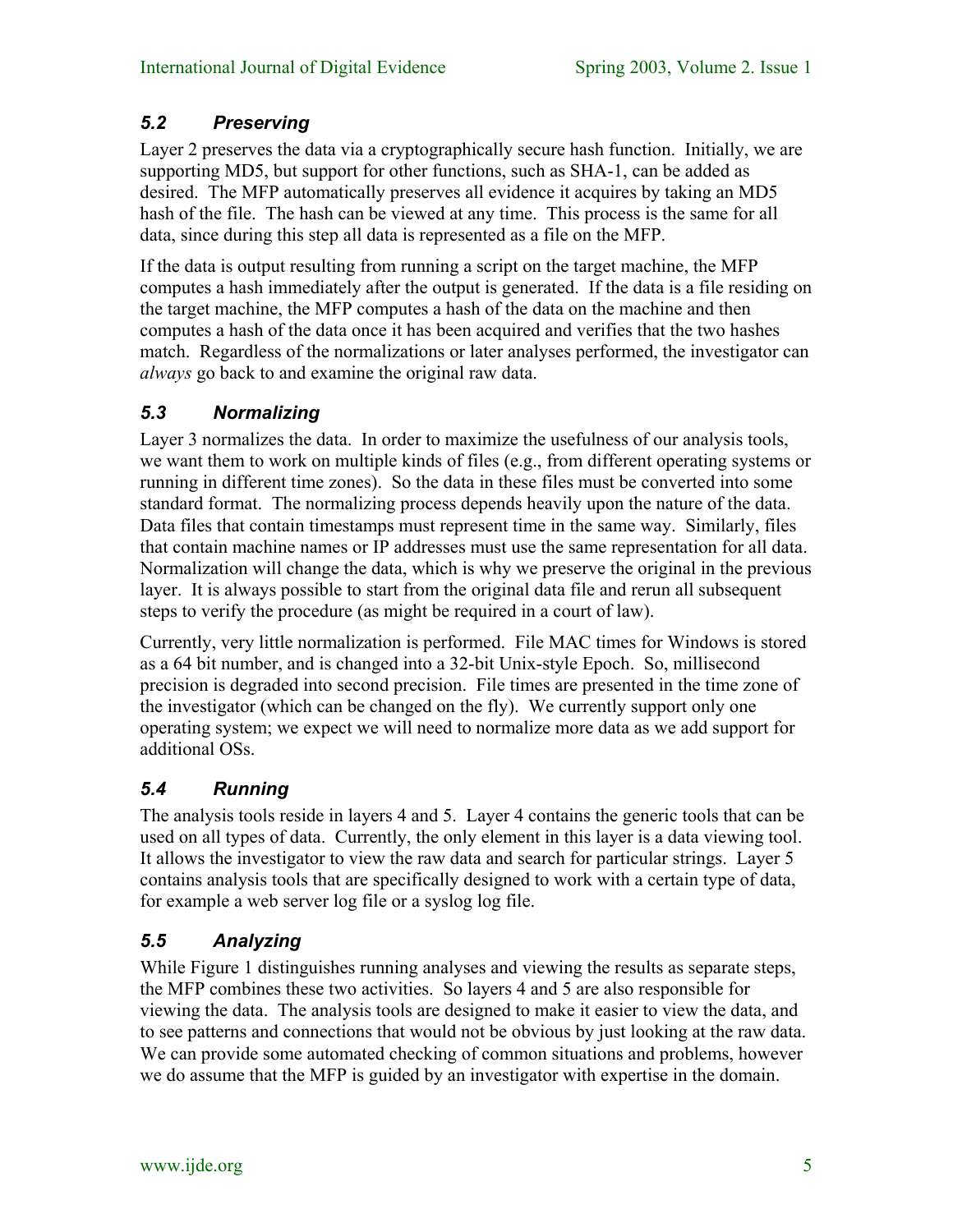### 5.2 Preserving

Layer 2 preserves the data via a cryptographically secure hash function. Initially, we are supporting MD5, but support for other functions, such as SHA-1, can be added as desired. The MFP automatically preserves all evidence it acquires by taking an MD5 hash of the file. The hash can be viewed at any time. This process is the same for all data, since during this step all data is represented as a file on the MFP.

If the data is output resulting from running a script on the target machine, the MFP computes a hash immediately after the output is generated. If the data is a file residing on the target machine, the MFP computes a hash of the data on the machine and then computes a hash of the data once it has been acquired and verifies that the two hashes match. Regardless of the normalizations or later analyses performed, the investigator can *always* go back to and examine the original raw data.

### 5.3 Normalizing

Layer 3 normalizes the data. In order to maximize the usefulness of our analysis tools, we want them to work on multiple kinds of files (e.g., from different operating systems or running in different time zones). So the data in these files must be converted into some standard format. The normalizing process depends heavily upon the nature of the data. Data files that contain timestamps must represent time in the same way. Similarly, files that contain machine names or IP addresses must use the same representation for all data. Normalization will change the data, which is why we preserve the original in the previous layer. It is always possible to start from the original data file and rerun all subsequent steps to verify the procedure (as might be required in a court of law).

Currently, very little normalization is performed. File MAC times for Windows is stored as a 64 bit number, and is changed into a 32-bit Unix-style Epoch. So, millisecond precision is degraded into second precision. File times are presented in the time zone of the investigator (which can be changed on the fly). We currently support only one operating system; we expect we will need to normalize more data as we add support for additional OSs.

### 5.4 Running

The analysis tools reside in layers 4 and 5. Layer 4 contains the generic tools that can be used on all types of data. Currently, the only element in this layer is a data viewing tool. It allows the investigator to view the raw data and search for particular strings. Layer 5 contains analysis tools that are specifically designed to work with a certain type of data, for example a web server log file or a syslog log file.

### 5.5 Analyzing

While Figure 1 distinguishes running analyses and viewing the results as separate steps, the MFP combines these two activities. So layers 4 and 5 are also responsible for viewing the data. The analysis tools are designed to make it easier to view the data, and to see patterns and connections that would not be obvious by just looking at the raw data. We can provide some automated checking of common situations and problems, however we do assume that the MFP is guided by an investigator with expertise in the domain.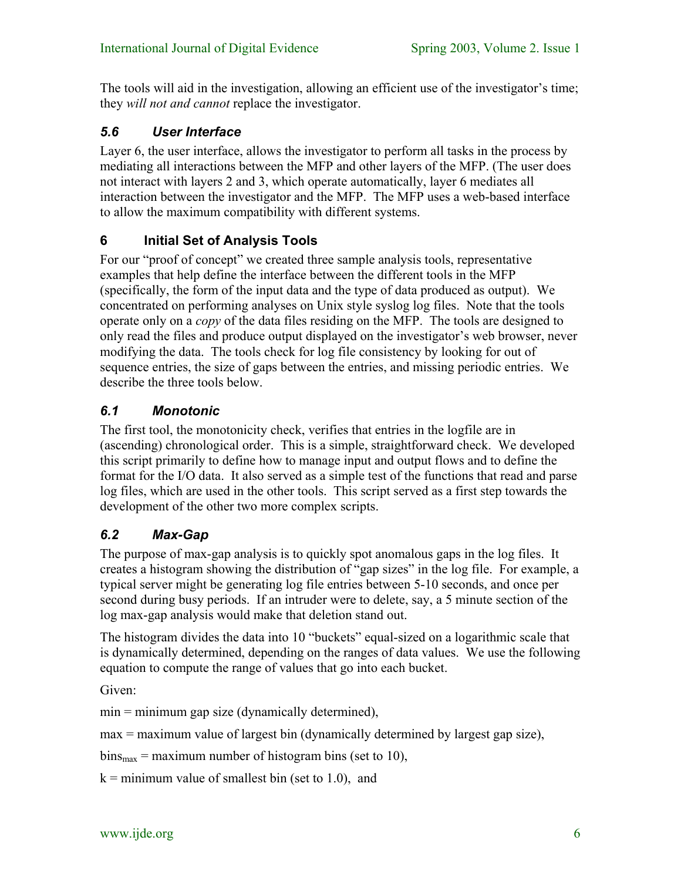The tools will aid in the investigation, allowing an efficient use of the investigator's time; they *will not and cannot* replace the investigator.

### *5.6 User Interface*

Layer 6, the user interface, allows the investigator to perform all tasks in the process by mediating all interactions between the MFP and other layers of the MFP. (The user does not interact with layers 2 and 3, which operate automatically, layer 6 mediates all interaction between the investigator and the MFP. The MFP uses a web-based interface to allow the maximum compatibility with different systems.

## 6 Initial Set of Analysis Tools

For our "proof of concept" we created three sample analysis tools, representative examples that help define the interface between the different tools in the MFP (specifically, the form of the input data and the type of data produced as output). We concentrated on performing analyses on Unix style syslog log files. Note that the tools operate only on a *copy* of the data files residing on the MFP. The tools are designed to only read the files and produce output displayed on the investigator's web browser, never modifying the data. The tools check for log file consistency by looking for out of sequence entries, the size of gaps between the entries, and missing periodic entries. We describe the three tools below.

### *6.1 Monotonic*

The first tool, the monotonicity check, verifies that entries in the logfile are in (ascending) chronological order. This is a simple, straightforward check. We developed this script primarily to define how to manage input and output flows and to define the format for the I/O data. It also served as a simple test of the functions that read and parse log files, which are used in the other tools. This script served as a first step towards the development of the other two more complex scripts.

### *6.2 Max-Gap*

The purpose of max-gap analysis is to quickly spot anomalous gaps in the log files. It creates a histogram showing the distribution of "gap sizes" in the log file. For example, a typical server might be generating log file entries between 5-10 seconds, and once per second during busy periods. If an intruder were to delete, say, a 5 minute section of the log max-gap analysis would make that deletion stand out.

The histogram divides the data into 10 "buckets" equal-sized on a logarithmic scale that is dynamically determined, depending on the ranges of data values. We use the following equation to compute the range of values that go into each bucket.

Given:

min = minimum gap size (dynamically determined),

max = maximum value of largest bin (dynamically determined by largest gap size),

$bins_{max}$ = maximum number of histogram bins (set to 10),

k = minimum value of smallest bin (set to 1.0), and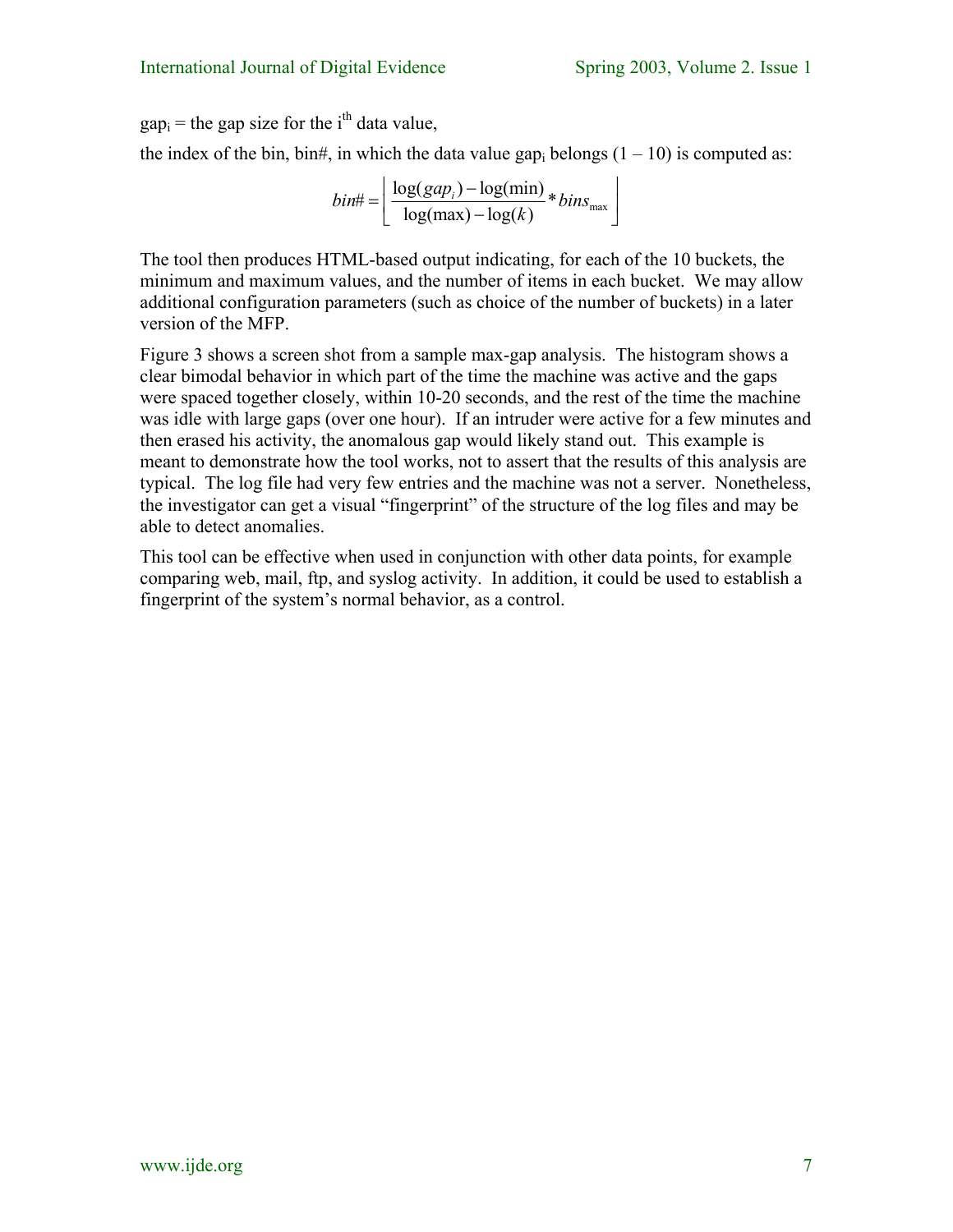$gap_i$ = the gap size for the $i^{th}$ data value,

the index of the bin, bin#, in which the data value $gap_i$ belongs (1 – 10) is computed as:

$$bin\# = \left\lfloor \frac{\log(gap_i) - \log(\min)}{\log(\max) - \log(k)} * bins_{\max} \right\rfloor$$

The tool then produces HTML-based output indicating, for each of the 10 buckets, the minimum and maximum values, and the number of items in each bucket. We may allow additional configuration parameters (such as choice of the number of buckets) in a later version of the MFP.

Figure 3 shows a screen shot from a sample max-gap analysis. The histogram shows a clear bimodal behavior in which part of the time the machine was active and the gaps were spaced together closely, within 10-20 seconds, and the rest of the time the machine was idle with large gaps (over one hour). If an intruder were active for a few minutes and then erased his activity, the anomalous gap would likely stand out. This example is meant to demonstrate how the tool works, not to assert that the results of this analysis are typical. The log file had very few entries and the machine was not a server. Nonetheless, the investigator can get a visual "fingerprint" of the structure of the log files and may be able to detect anomalies.

This tool can be effective when used in conjunction with other data points, for example comparing web, mail, ftp, and syslog activity. In addition, it could be used to establish a fingerprint of the system's normal behavior, as a control.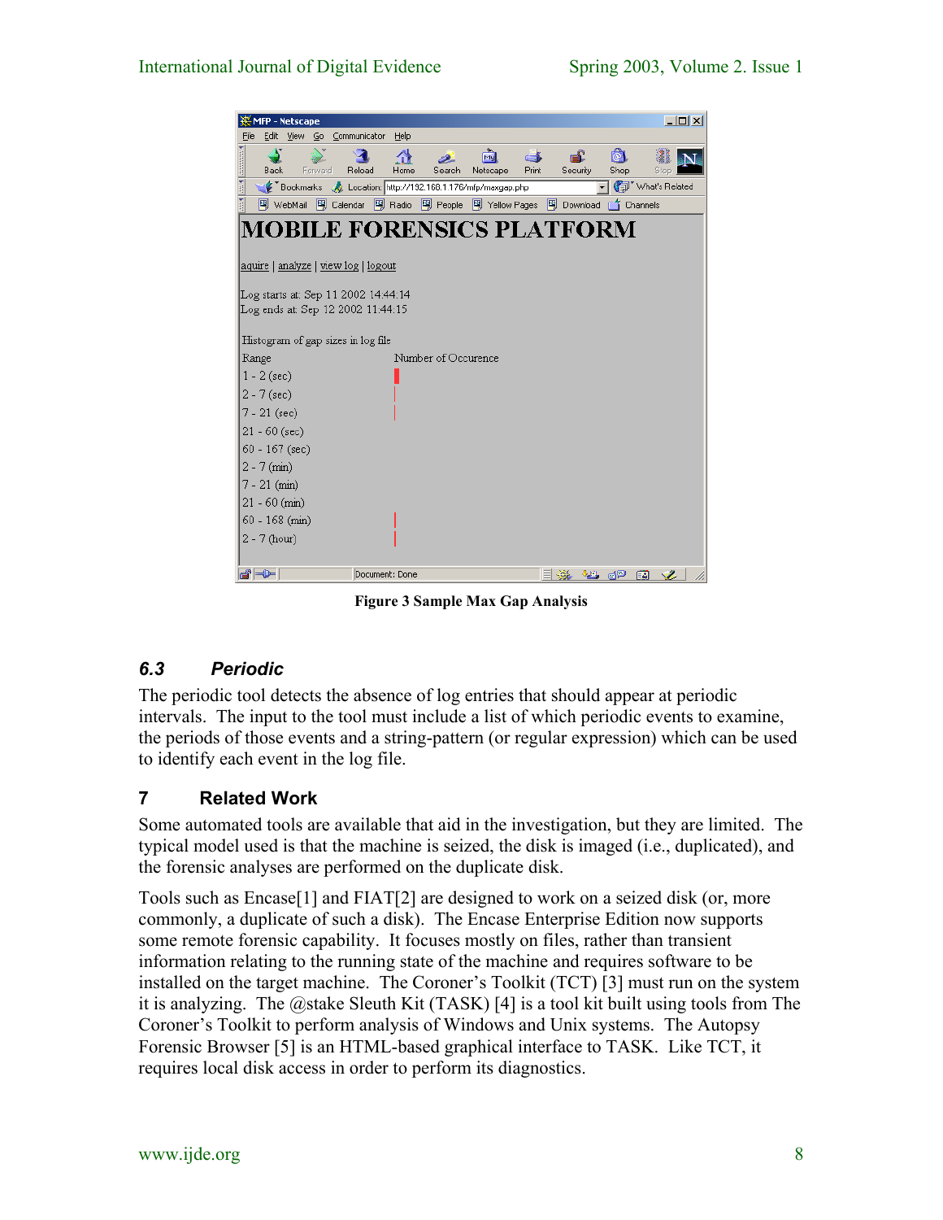Figure 3 Sample Max Gap Analysis

### 6.3 *Periodic*

The periodic tool detects the absence of log entries that should appear at periodic intervals. The input to the tool must include a list of which periodic events to examine, the periods of those events and a string-pattern (or regular expression) which can be used to identify each event in the log file.

## 7 Related Work

Some automated tools are available that aid in the investigation, but they are limited. The typical model used is that the machine is seized, the disk is imaged (i.e., duplicated), and the forensic analyses are performed on the duplicate disk.

Tools such as Encase[1] and FIAT[2] are designed to work on a seized disk (or, more commonly, a duplicate of such a disk). The Encase Enterprise Edition now supports some remote forensic capability. It focuses mostly on files, rather than transient information relating to the running state of the machine and requires software to be installed on the target machine. The Coroner's Toolkit (TCT) [3] must run on the system it is analyzing. The @stake Sleuth Kit (TASK) [4] is a tool kit built using tools from The Coroner's Toolkit to perform analysis of Windows and Unix systems. The Autopsy Forensic Browser [5] is an HTML-based graphical interface to TASK. Like TCT, it requires local disk access in order to perform its diagnostics.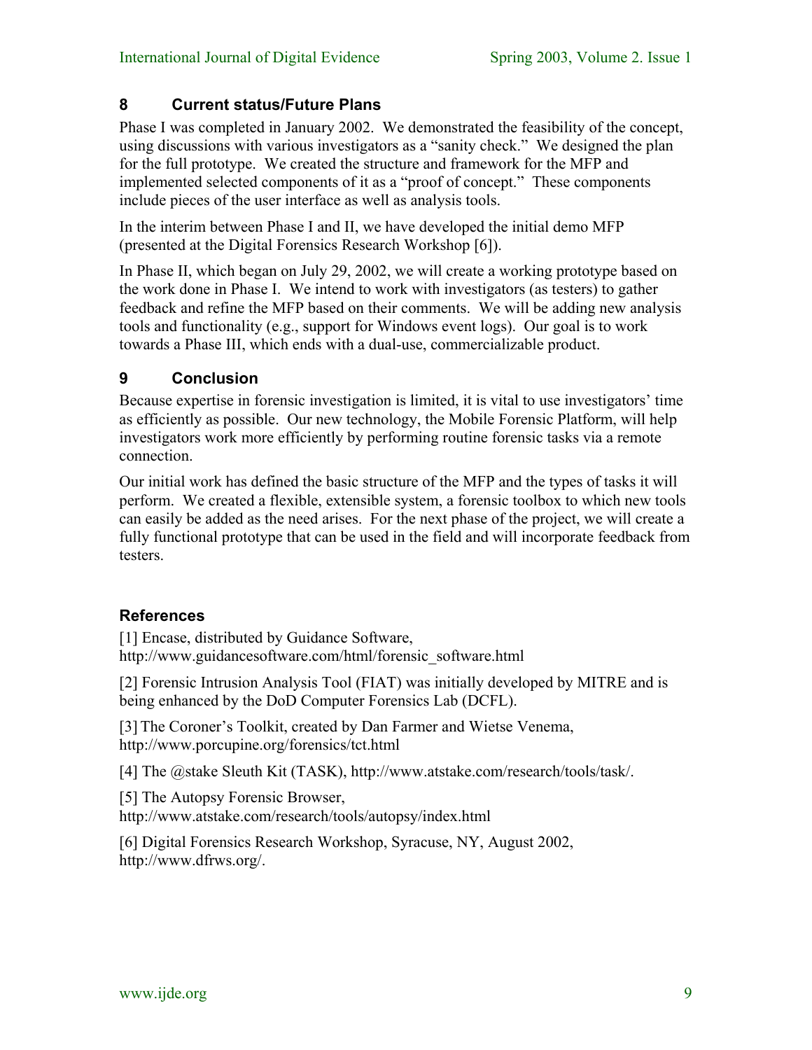## 8 Current status/Future Plans

Phase I was completed in January 2002. We demonstrated the feasibility of the concept, using discussions with various investigators as a "sanity check." We designed the plan for the full prototype. We created the structure and framework for the MFP and implemented selected components of it as a "proof of concept." These components include pieces of the user interface as well as analysis tools.

In the interim between Phase I and II, we have developed the initial demo MFP (presented at the Digital Forensics Research Workshop [6]).

In Phase II, which began on July 29, 2002, we will create a working prototype based on the work done in Phase I. We intend to work with investigators (as testers) to gather feedback and refine the MFP based on their comments. We will be adding new analysis tools and functionality (e.g., support for Windows event logs). Our goal is to work towards a Phase III, which ends with a dual-use, commercializable product.

## 9 Conclusion

Because expertise in forensic investigation is limited, it is vital to use investigators' time as efficiently as possible. Our new technology, the Mobile Forensic Platform, will help investigators work more efficiently by performing routine forensic tasks via a remote connection.

Our initial work has defined the basic structure of the MFP and the types of tasks it will perform. We created a flexible, extensible system, a forensic toolbox to which new tools can easily be added as the need arises. For the next phase of the project, we will create a fully functional prototype that can be used in the field and will incorporate feedback from testers.

## References

[1] Encase, distributed by Guidance Software, http://www.guidancesoftware.com/html/forensic_software.html

[2] Forensic Intrusion Analysis Tool (FIAT) was initially developed by MITRE and is being enhanced by the DoD Computer Forensics Lab (DCFL).

[3] The Coroner's Toolkit, created by Dan Farmer and Wietse Venema, http://www.porcupine.org/forensics/tct.html

[4] The @stake Sleuth Kit (TASK), http://www.atstake.com/research/tools/task/.

[5] The Autopsy Forensic Browser, http://www.atstake.com/research/tools/autopsy/index.html

[6] Digital Forensics Research Workshop, Syracuse, NY, August 2002, http://www.dfrws.org/.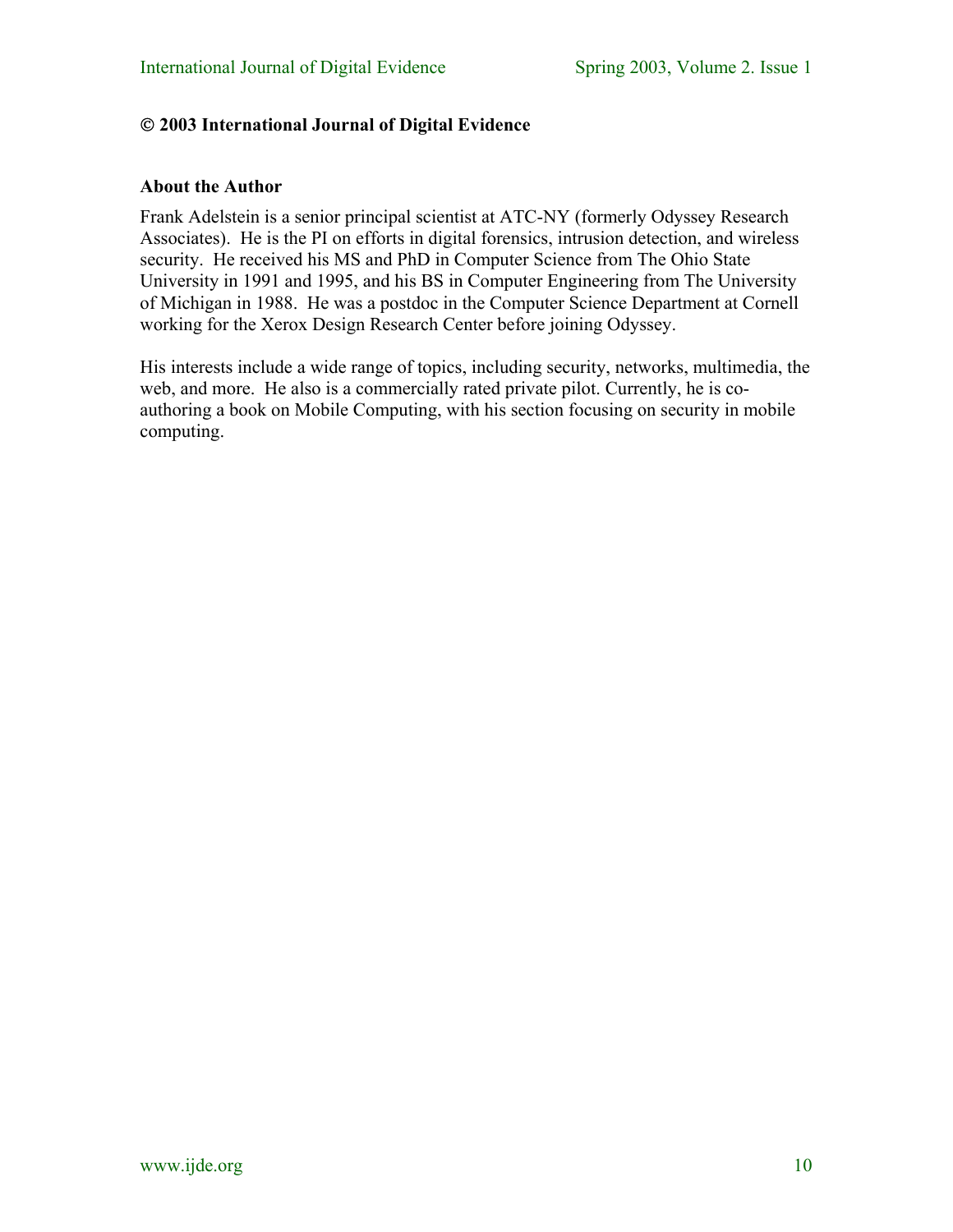**© 2003 International Journal of Digital Evidence**

**About the Author**

Frank Adelstein is a senior principal scientist at ATC-NY (formerly Odyssey Research Associates). He is the PI on efforts in digital forensics, intrusion detection, and wireless security. He received his MS and PhD in Computer Science from The Ohio State University in 1991 and 1995, and his BS in Computer Engineering from The University of Michigan in 1988. He was a postdoc in the Computer Science Department at Cornell working for the Xerox Design Research Center before joining Odyssey.

His interests include a wide range of topics, including security, networks, multimedia, the web, and more. He also is a commercially rated private pilot. Currently, he is co-authoring a book on Mobile Computing, with his section focusing on security in mobile computing.